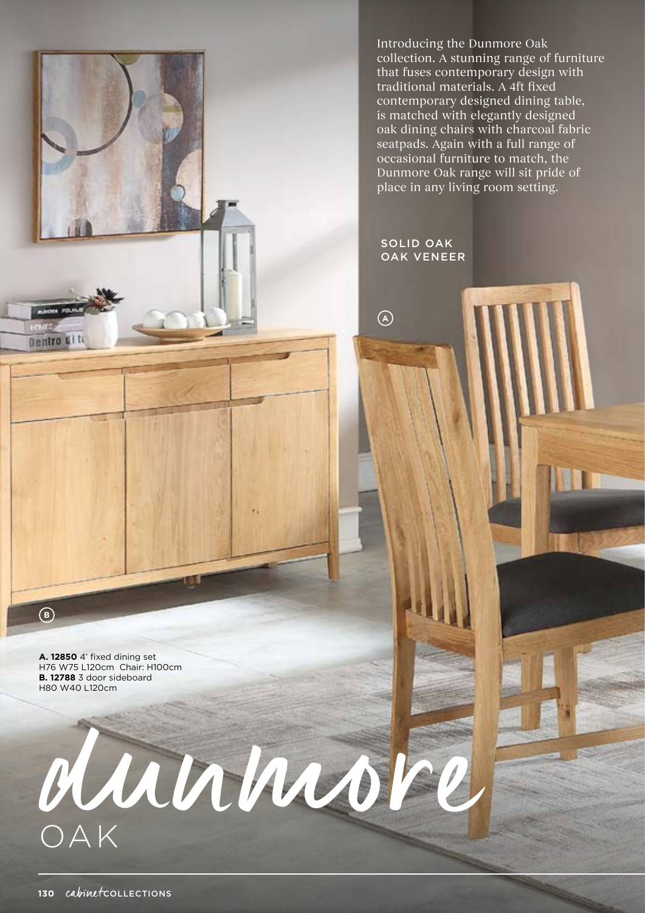# dunmore OAK

Introducing the Dunmore Oak collection. A stunning range of furniture that fuses contemporary design with traditional materials. A 4ft fixed contemporary designed dining table, is matched with elegantly designed oak dining chairs with charcoal fabric seatpads. Again with a full range of occasional furniture to match, the Dunmore Oak range will sit pride of place in any living room setting.

SOLID OAK
OAK VENEER

**A. 12850** 4' fixed dining set
H76 W75 L120cm Chair: H100cm
**B. 12788** 3 door sideboard
H80 W40 L120cm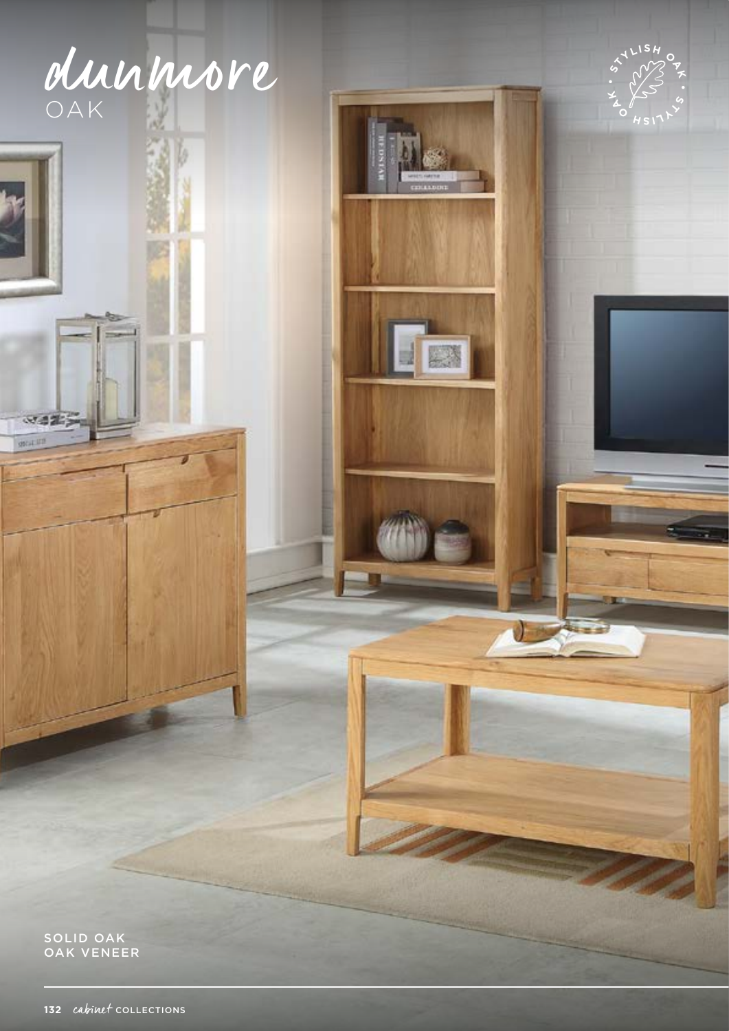# dunmore
## OAK

STYLISH OAK

SOLID OAK
OAK VENEER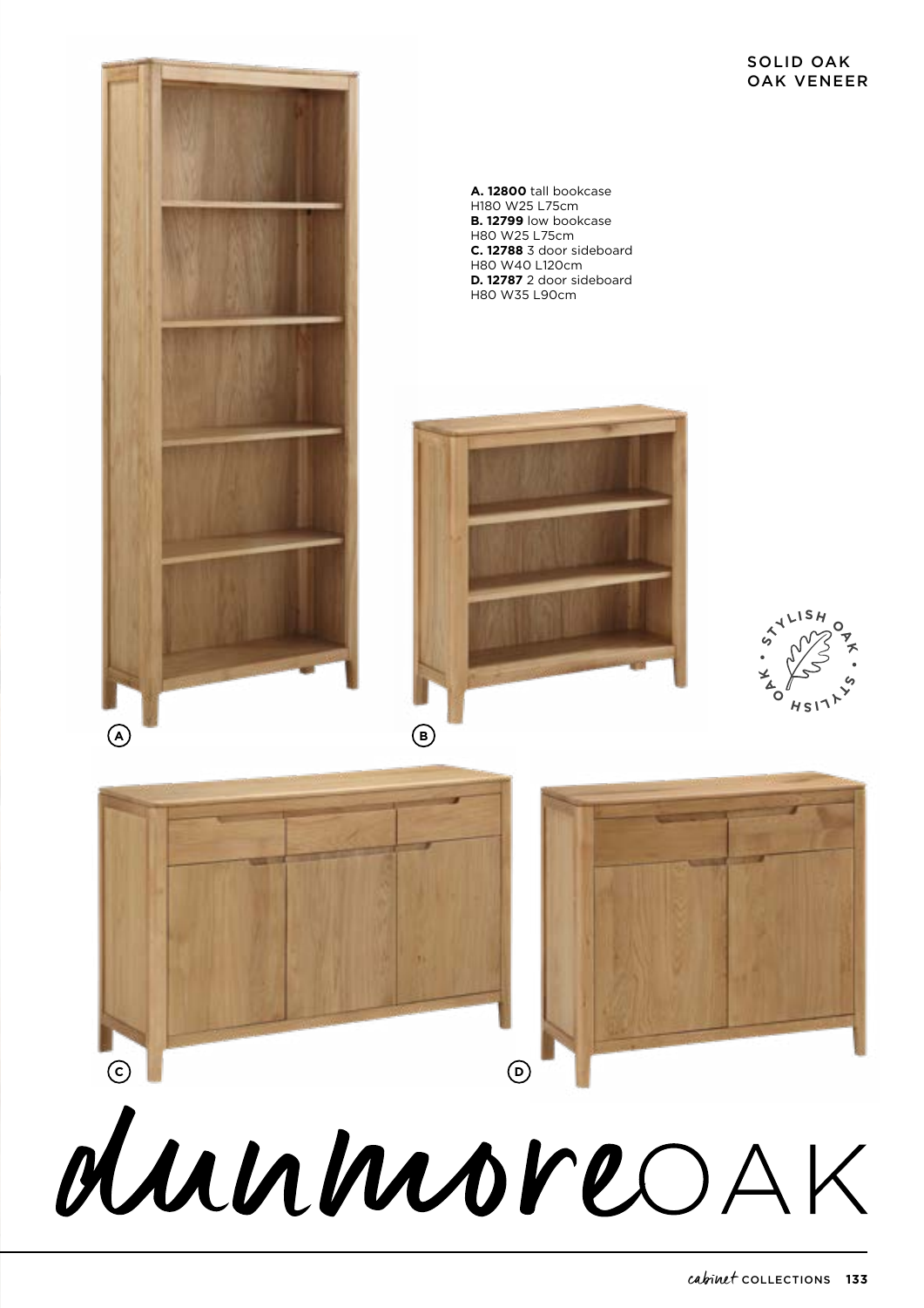SOLID OAK
OAK VENEER

**A. 12800** tall bookcase
H180 W25 L75cm
**B. 12799** low bookcase
H80 W25 L75cm
**C. 12788** 3 door sideboard
H80 W40 L120cm
**D. 12787** 2 door sideboard
H80 W35 L90cm

A

B

C

D

# dunmoreOAK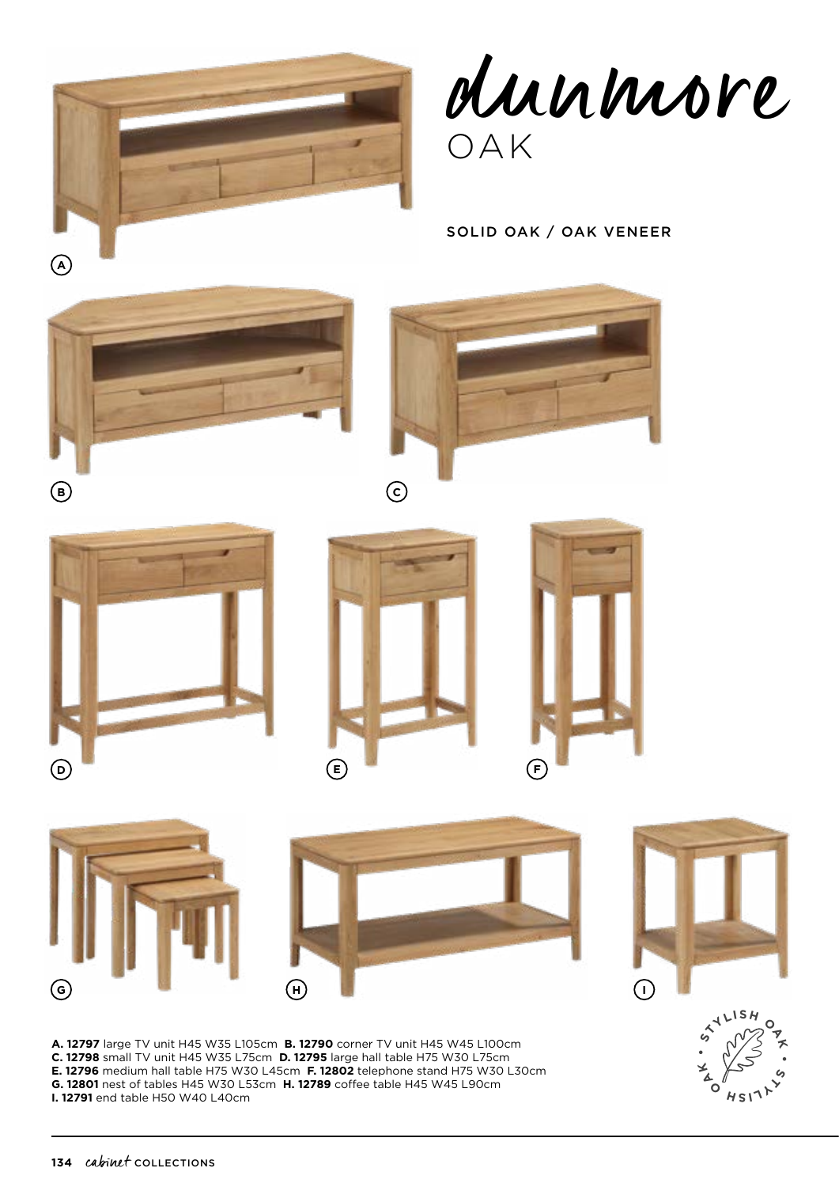# dunmore

## OAK

SOLID OAK / OAK VENEER

A

B

C

D

E

F

G

H

I

**A. 12797** large TV unit H45 W35 L105cm **B. 12790** corner TV unit H45 W45 L100cm
**C. 12798** small TV unit H45 W35 L75cm **D. 12795** large hall table H75 W30 L75cm
**E. 12796** medium hall table H75 W30 L45cm **F. 12802** telephone stand H75 W30 L30cm
**G. 12801** nest of tables H45 W30 L53cm **H. 12789** coffee table H45 W45 L90cm
**I. 12791** end table H50 W40 L40cm

STYLISH OAK • STYLISH OAK •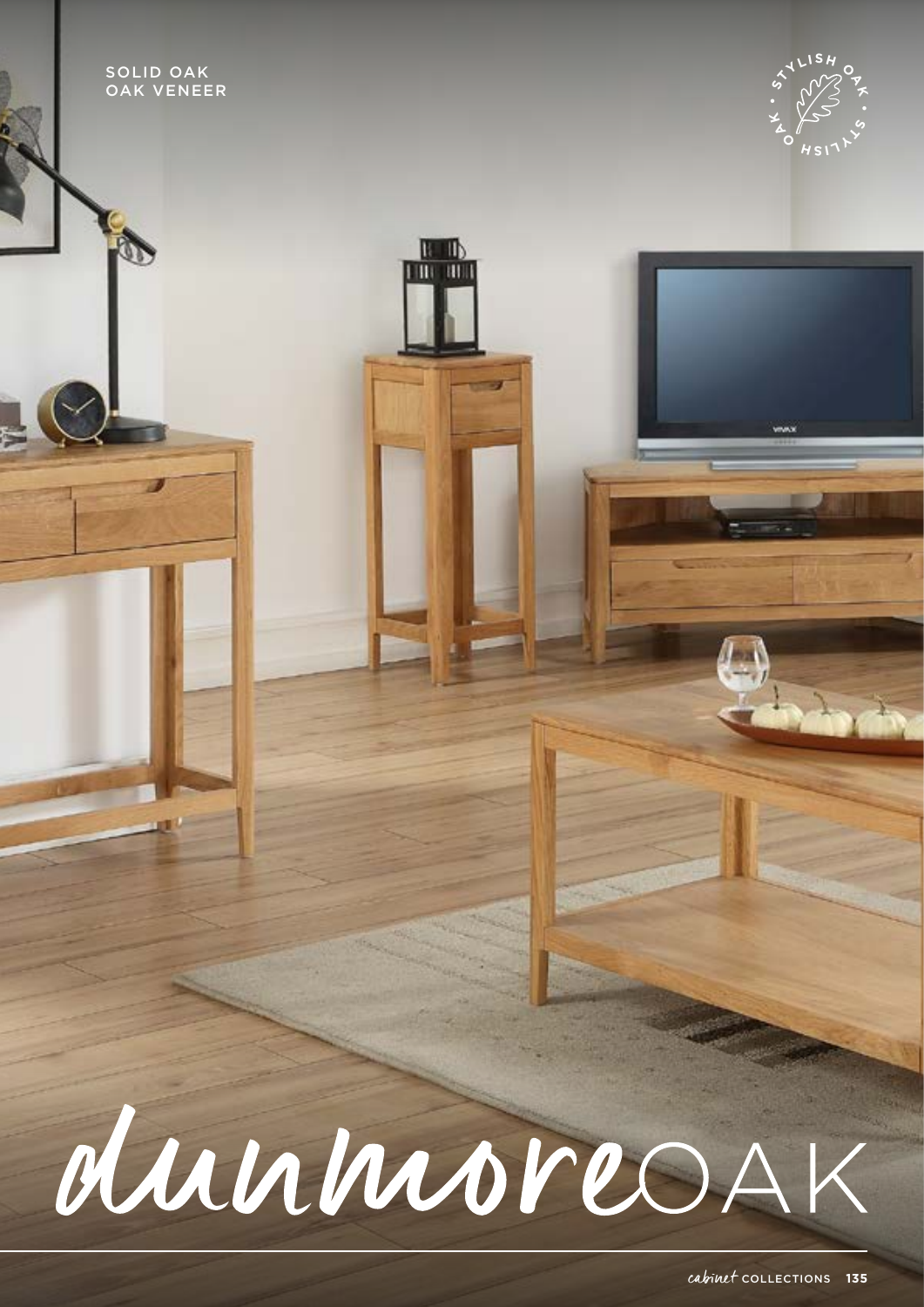SOLID OAK
OAK VENEER

STYLISH OAK • STYLISH OAK •

# dunmore OAK